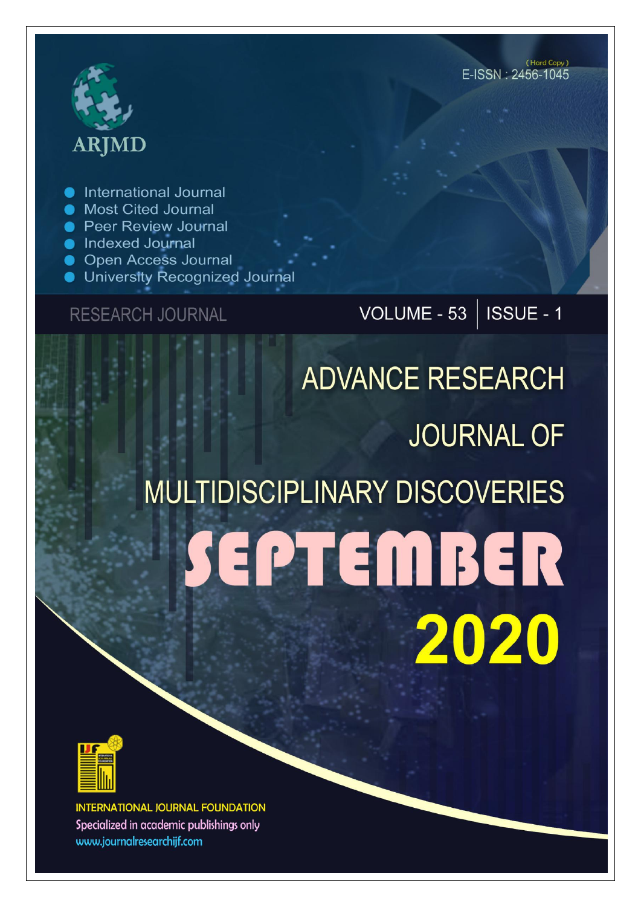ARJMD

- International Journal
- Most Cited Journal
- Peer Review Journal
- Indexed Journal
- Open Access Journal
- University Recognized Journal

(Hard Copy)
E-ISSN : 2456-1045

RESEARCH JOURNAL

VOLUME - 53 | ISSUE - 1

# ADVANCE RESEARCH JOURNAL OF MULTIDISCIPLINARY DISCOVERIES

# SEPTEMBER 2020

INTERNATIONAL JOURNAL FOUNDATION

Specialized in academic publishings only

www.journalresearchijf.com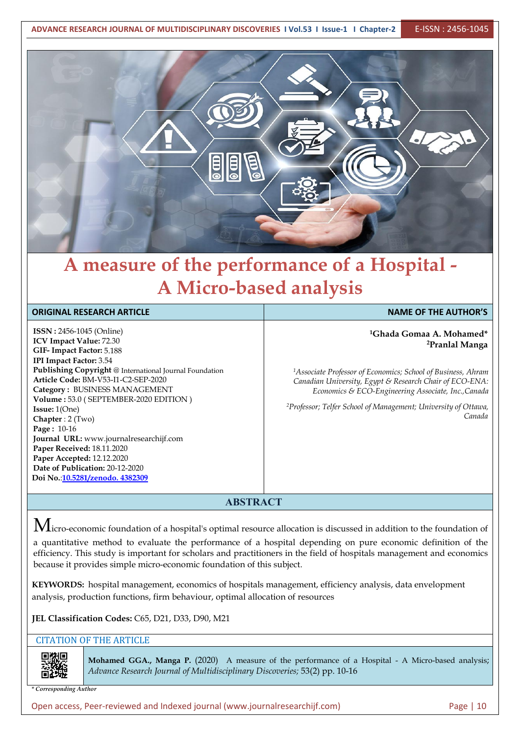# A measure of the performance of a Hospital - A Micro-based analysis

| ORIGINAL RESEARCH ARTICLE | NAME OF THE AUTHOR'S |
|---|---|
| **ISSN :** 2456-1045 (Online)<br>**ICV Impact Value:** 72.30<br>**GIF- Impact Factor:** 5.188<br>**IPI Impact Factor:** 3.54<br>**Publishing Copyright** @ International Journal Foundation<br>**Article Code:** BM-V53-I1-C2-SEP-2020<br>**Category :** BUSINESS MANAGEMENT<br>**Volume :** 53.0 ( SEPTEMBER-2020 EDITION )<br>**Issue:** 1(One)<br>**Chapter** : 2 (Two)<br>**Page :** 10-16<br>**Journal URL:** www.journalresearchijf.com<br>**Paper Received:** 18.11.2020<br>**Paper Accepted:** 12.12.2020<br>**Date of Publication:** 20-12-2020<br>**Doi No.**:10.5281/zenodo. 4382309 | [1]**Ghada Gomaa A. Mohamed***<br>[2]**Pranlal Manga**<br><br>[1]*Associate Professor of Economics; School of Business, Ahram Canadian University, Egypt & Research Chair of ECO-ENA: Economics & ECO-Engineering Associate, Inc.,Canada*<br><br>[2]*Professor; Telfer School of Management; University of Ottawa, Canada* |

## ABSTRACT

Micro-economic foundation of a hospital's optimal resource allocation is discussed in addition to the foundation of a quantitative method to evaluate the performance of a hospital depending on pure economic definition of the efficiency. This study is important for scholars and practitioners in the field of hospitals management and economics because it provides simple micro-economic foundation of this subject.

**KEYWORDS:** hospital management, economics of hospitals management, efficiency analysis, data envelopment analysis, production functions, firm behaviour, optimal allocation of resources

**JEL Classification Codes:** C65, D21, D33, D90, M21

CITATION OF THE ARTICLE

**Mohamed GGA., Manga P.** (2020) A measure of the performance of a Hospital - A Micro-based analysis; *Advance Research Journal of Multidisciplinary Discoveries;* 53(2) pp. 10-16

*\* Corresponding Author*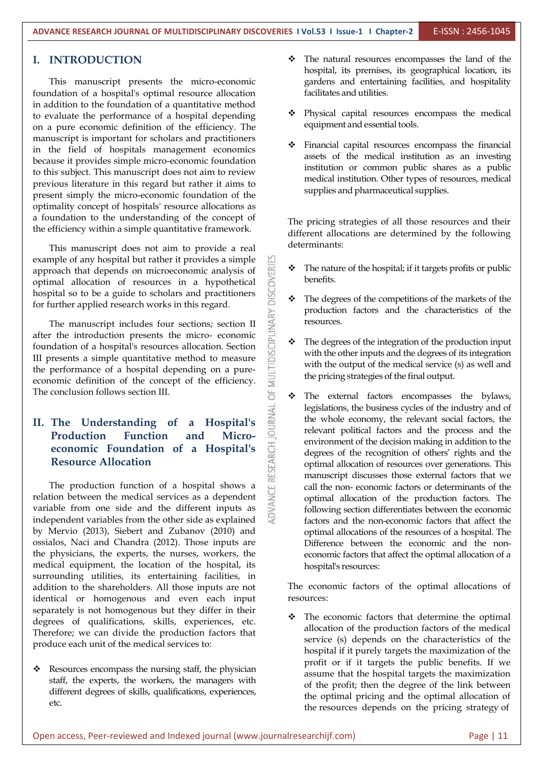# I. INTRODUCTION

This manuscript presents the micro-economic foundation of a hospital's optimal resource allocation in addition to the foundation of a quantitative method to evaluate the performance of a hospital depending on a pure economic definition of the efficiency. The manuscript is important for scholars and practitioners in the field of hospitals management economics because it provides simple micro-economic foundation to this subject. This manuscript does not aim to review previous literature in this regard but rather it aims to present simply the micro-economic foundation of the optimality concept of hospitals' resource allocations as a foundation to the understanding of the concept of the efficiency within a simple quantitative framework.

This manuscript does not aim to provide a real example of any hospital but rather it provides a simple approach that depends on microeconomic analysis of optimal allocation of resources in a hypothetical hospital so to be a guide to scholars and practitioners for further applied research works in this regard.

The manuscript includes four sections; section II after the introduction presents the micro- economic foundation of a hospital's resources allocation. Section III presents a simple quantitative method to measure the performance of a hospital depending on a pure-economic definition of the concept of the efficiency. The conclusion follows section III.

# II. The Understanding of a Hospital's Production Function and Micro-economic Foundation of a Hospital's Resource Allocation

The production function of a hospital shows a relation between the medical services as a dependent variable from one side and the different inputs as independent variables from the other side as explained by Mervio (2013), Siebert and Zubanov (2010) and ossialos, Naci and Chandra (2012). Those inputs are the physicians, the experts, the nurses, workers, the medical equipment, the location of the hospital, its surrounding utilities, its entertaining facilities, in addition to the shareholders. All those inputs are not identical or homogenous and even each input separately is not homogenous but they differ in their degrees of qualifications, skills, experiences, etc. Therefore; we can divide the production factors that produce each unit of the medical services to:

- Resources encompass the nursing staff, the physician staff, the experts, the workers, the managers with different degrees of skills, qualifications, experiences, etc.
- The natural resources encompasses the land of the hospital, its premises, its geographical location, its gardens and entertaining facilities, and hospitality facilitates and utilities.
- Physical capital resources encompass the medical equipment and essential tools.
- Financial capital resources encompass the financial assets of the medical institution as an investing institution or common public shares as a public medical institution. Other types of resources, medical supplies and pharmaceutical supplies.

The pricing strategies of all those resources and their different allocations are determined by the following determinants:

- The nature of the hospital; if it targets profits or public benefits.
- The degrees of the competitions of the markets of the production factors and the characteristics of the resources.
- The degrees of the integration of the production input with the other inputs and the degrees of its integration with the output of the medical service (s) as well and the pricing strategies of the final output.
- The external factors encompasses the bylaws, legislations, the business cycles of the industry and of the whole economy, the relevant social factors, the relevant political factors and the process and the environment of the decision making in addition to the degrees of the recognition of others' rights and the optimal allocation of resources over generations. This manuscript discusses those external factors that we call the non- economic factors or determinants of the optimal allocation of the production factors. The following section differentiates between the economic factors and the non-economic factors that affect the optimal allocations of the resources of a hospital. The Difference between the economic and the non-economic factors that affect the optimal allocation of a hospital's resources:

The economic factors of the optimal allocations of resources:

- The economic factors that determine the optimal allocation of the production factors of the medical service (s) depends on the characteristics of the hospital if it purely targets the maximization of the profit or if it targets the public benefits. If we assume that the hospital targets the maximization of the profit; then the degree of the link between the optimal pricing and the optimal allocation of the resources depends on the pricing strategy of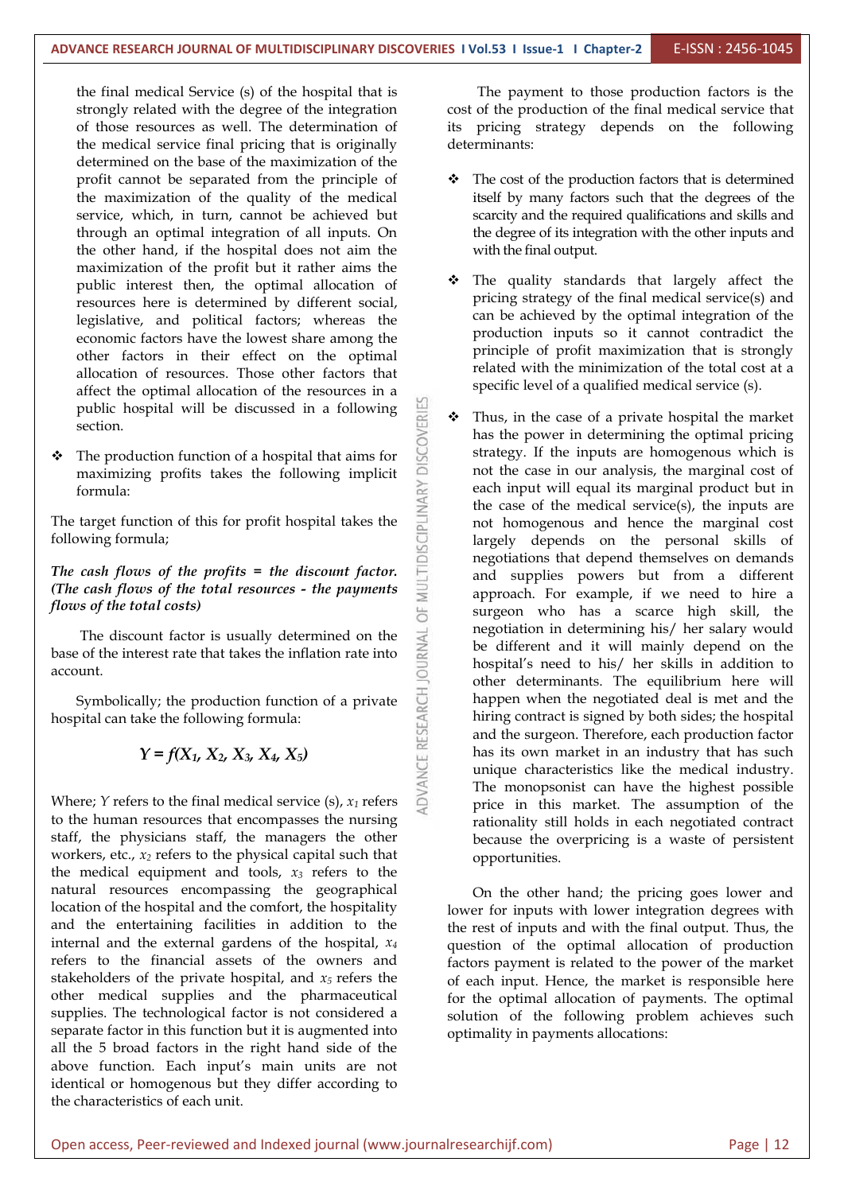the final medical Service (s) of the hospital that is strongly related with the degree of the integration of those resources as well. The determination of the medical service final pricing that is originally determined on the base of the maximization of the profit cannot be separated from the principle of the maximization of the quality of the medical service, which, in turn, cannot be achieved but through an optimal integration of all inputs. On the other hand, if the hospital does not aim the maximization of the profit but it rather aims the public interest then, the optimal allocation of resources here is determined by different social, legislative, and political factors; whereas the economic factors have the lowest share among the other factors in their effect on the optimal allocation of resources. Those other factors that affect the optimal allocation of the resources in a public hospital will be discussed in a following section.

- The production function of a hospital that aims for maximizing profits takes the following implicit formula:

The target function of this for profit hospital takes the following formula;

***The cash flows of the profits = the discount factor. (The cash flows of the total resources - the payments flows of the total costs)***

The discount factor is usually determined on the base of the interest rate that takes the inflation rate into account.

Symbolically; the production function of a private hospital can take the following formula:

$$Y = f(X_1, X_2, X_3, X_4, X_5)$$

Where; $Y$ refers to the final medical service (s), $x_1$ refers to the human resources that encompasses the nursing staff, the physicians staff, the managers the other workers, etc., $x_2$ refers to the physical capital such that the medical equipment and tools, $x_3$ refers to the natural resources encompassing the geographical location of the hospital and the comfort, the hospitality and the entertaining facilities in addition to the internal and the external gardens of the hospital, $x_4$ refers to the financial assets of the owners and stakeholders of the private hospital, and $x_5$ refers the other medical supplies and the pharmaceutical supplies. The technological factor is not considered a separate factor in this function but it is augmented into all the 5 broad factors in the right hand side of the above function. Each input's main units are not identical or homogenous but they differ according to the characteristics of each unit.

The payment to those production factors is the cost of the production of the final medical service that its pricing strategy depends on the following determinants:

- The cost of the production factors that is determined itself by many factors such that the degrees of the scarcity and the required qualifications and skills and the degree of its integration with the other inputs and with the final output.

- The quality standards that largely affect the pricing strategy of the final medical service(s) and can be achieved by the optimal integration of the production inputs so it cannot contradict the principle of profit maximization that is strongly related with the minimization of the total cost at a specific level of a qualified medical service (s).

- Thus, in the case of a private hospital the market has the power in determining the optimal pricing strategy. If the inputs are homogenous which is not the case in our analysis, the marginal cost of each input will equal its marginal product but in the case of the medical service(s), the inputs are not homogenous and hence the marginal cost largely depends on the personal skills of negotiations that depend themselves on demands and supplies powers but from a different approach. For example, if we need to hire a surgeon who has a scarce high skill, the negotiation in determining his/ her salary would be different and it will mainly depend on the hospital's need to his/ her skills in addition to other determinants. The equilibrium here will happen when the negotiated deal is met and the hiring contract is signed by both sides; the hospital and the surgeon. Therefore, each production factor has its own market in an industry that has such unique characteristics like the medical industry. The monopsonist can have the highest possible price in this market. The assumption of the rationality still holds in each negotiated contract because the overpricing is a waste of persistent opportunities.

On the other hand; the pricing goes lower and lower for inputs with lower integration degrees with the rest of inputs and with the final output. Thus, the question of the optimal allocation of production factors payment is related to the power of the market of each input. Hence, the market is responsible here for the optimal allocation of payments. The optimal solution of the following problem achieves such optimality in payments allocations: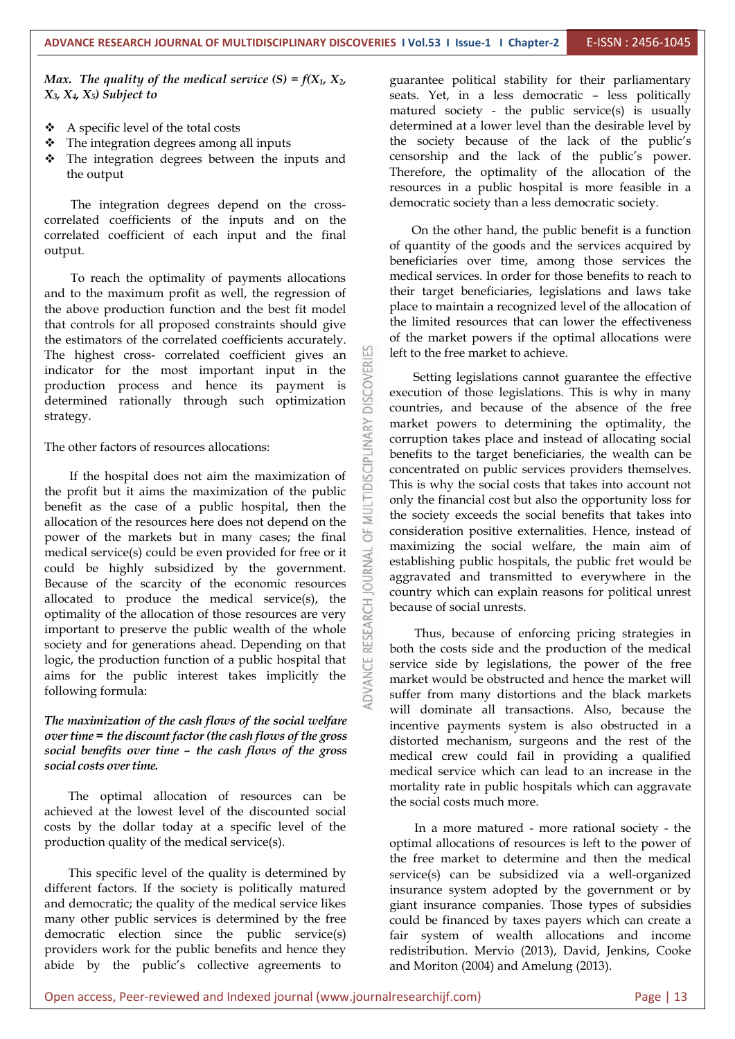***Max. The quality of the medical service (S) = f($X_1$, $X_2$, $X_3$, $X_4$, $X_5$) Subject to***

- A specific level of the total costs
- The integration degrees among all inputs
- The integration degrees between the inputs and the output

The integration degrees depend on the cross-correlated coefficients of the inputs and on the correlated coefficient of each input and the final output.

To reach the optimality of payments allocations and to the maximum profit as well, the regression of the above production function and the best fit model that controls for all proposed constraints should give the estimators of the correlated coefficients accurately. The highest cross- correlated coefficient gives an indicator for the most important input in the production process and hence its payment is determined rationally through such optimization strategy.

The other factors of resources allocations:

If the hospital does not aim the maximization of the profit but it aims the maximization of the public benefit as the case of a public hospital, then the allocation of the resources here does not depend on the power of the markets but in many cases; the final medical service(s) could be even provided for free or it could be highly subsidized by the government. Because of the scarcity of the economic resources allocated to produce the medical service(s), the optimality of the allocation of those resources are very important to preserve the public wealth of the whole society and for generations ahead. Depending on that logic, the production function of a public hospital that aims for the public interest takes implicitly the following formula:

***The maximization of the cash flows of the social welfare over time = the discount factor (the cash flows of the gross social benefits over time – the cash flows of the gross social costs over time.***

The optimal allocation of resources can be achieved at the lowest level of the discounted social costs by the dollar today at a specific level of the production quality of the medical service(s).

This specific level of the quality is determined by different factors. If the society is politically matured and democratic; the quality of the medical service likes many other public services is determined by the free democratic election since the public service(s) providers work for the public benefits and hence they abide by the public's collective agreements to guarantee political stability for their parliamentary seats. Yet, in a less democratic – less politically matured society - the public service(s) is usually determined at a lower level than the desirable level by the society because of the lack of the public's censorship and the lack of the public's power. Therefore, the optimality of the allocation of the resources in a public hospital is more feasible in a democratic society than a less democratic society.

On the other hand, the public benefit is a function of quantity of the goods and the services acquired by beneficiaries over time, among those services the medical services. In order for those benefits to reach to their target beneficiaries, legislations and laws take place to maintain a recognized level of the allocation of the limited resources that can lower the effectiveness of the market powers if the optimal allocations were left to the free market to achieve.

Setting legislations cannot guarantee the effective execution of those legislations. This is why in many countries, and because of the absence of the free market powers to determining the optimality, the corruption takes place and instead of allocating social benefits to the target beneficiaries, the wealth can be concentrated on public services providers themselves. This is why the social costs that takes into account not only the financial cost but also the opportunity loss for the society exceeds the social benefits that takes into consideration positive externalities. Hence, instead of maximizing the social welfare, the main aim of establishing public hospitals, the public fret would be aggravated and transmitted to everywhere in the country which can explain reasons for political unrest because of social unrests.

Thus, because of enforcing pricing strategies in both the costs side and the production of the medical service side by legislations, the power of the free market would be obstructed and hence the market will suffer from many distortions and the black markets will dominate all transactions. Also, because the incentive payments system is also obstructed in a distorted mechanism, surgeons and the rest of the medical crew could fail in providing a qualified medical service which can lead to an increase in the mortality rate in public hospitals which can aggravate the social costs much more.

In a more matured - more rational society - the optimal allocations of resources is left to the power of the free market to determine and then the medical service(s) can be subsidized via a well-organized insurance system adopted by the government or by giant insurance companies. Those types of subsidies could be financed by taxes payers which can create a fair system of wealth allocations and income redistribution. Mervio (2013), David, Jenkins, Cooke and Moriton (2004) and Amelung (2013).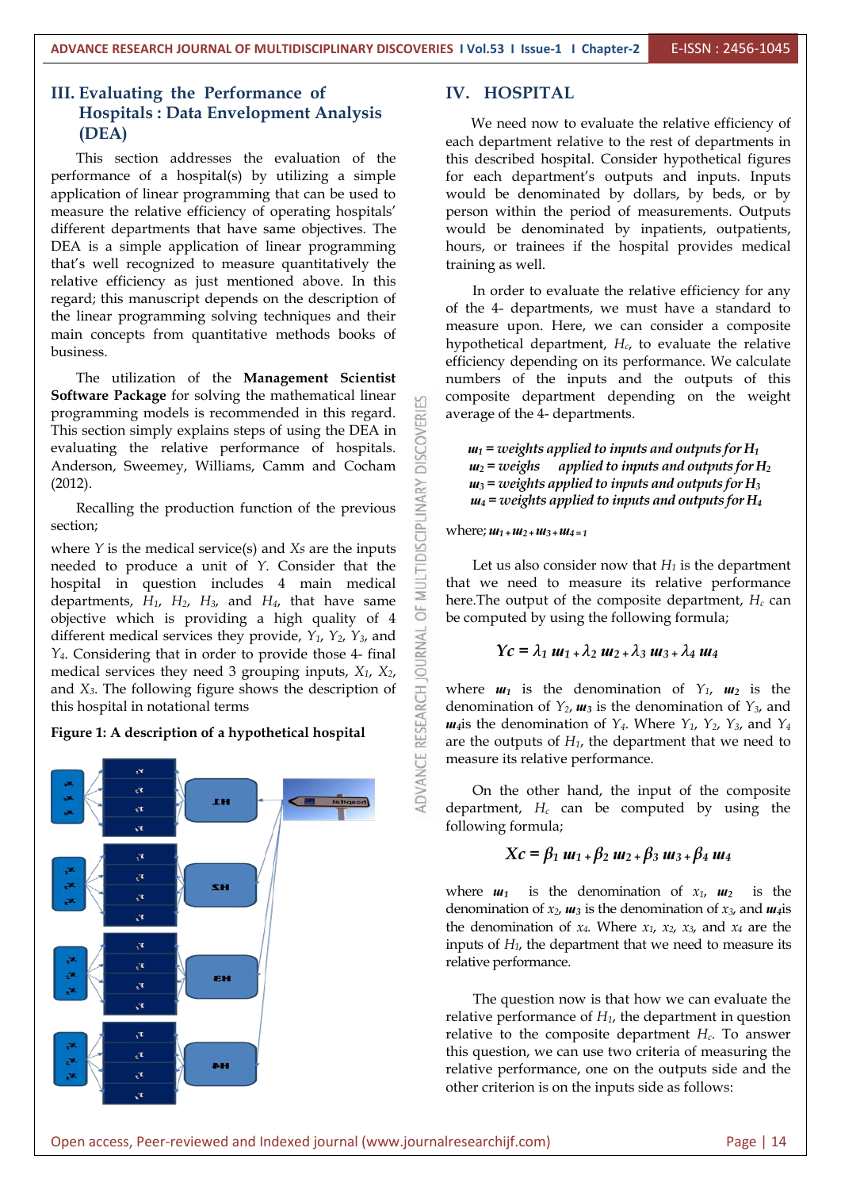## III. Evaluating the Performance of Hospitals : Data Envelopment Analysis (DEA)

This section addresses the evaluation of the performance of a hospital(s) by utilizing a simple application of linear programming that can be used to measure the relative efficiency of operating hospitals' different departments that have same objectives. The DEA is a simple application of linear programming that's well recognized to measure quantitatively the relative efficiency as just mentioned above. In this regard; this manuscript depends on the description of the linear programming solving techniques and their main concepts from quantitative methods books of business.

The utilization of the **Management Scientist Software Package** for solving the mathematical linear programming models is recommended in this regard. This section simply explains steps of using the DEA in evaluating the relative performance of hospitals. Anderson, Sweemey, Williams, Camm and Cocham (2012).

Recalling the production function of the previous section;

where $Y$ is the medical service(s) and $Xs$ are the inputs needed to produce a unit of $Y$. Consider that the hospital in question includes 4 main medical departments, $H_1$, $H_2$, $H_3$, and $H_4$, that have same objective which is providing a high quality of 4 different medical services they provide, $Y_1$, $Y_2$, $Y_3$, and $Y_4$. Considering that in order to provide those 4- final medical services they need 3 grouping inputs, $X_1$, $X_2$, and $X_3$. The following figure shows the description of this hospital in notational terms

**Figure 1: A description of a hypothetical hospital**

## IV. HOSPITAL

We need now to evaluate the relative efficiency of each department relative to the rest of departments in this described hospital. Consider hypothetical figures for each department's outputs and inputs. Inputs would be denominated by dollars, by beds, or by person within the period of measurements. Outputs would be denominated by inpatients, outpatients, hours, or trainees if the hospital provides medical training as well.

In order to evaluate the relative efficiency for any of the 4- departments, we must have a standard to measure upon. Here, we can consider a composite hypothetical department, $H_c$, to evaluate the relative efficiency depending on its performance. We calculate numbers of the inputs and the outputs of this composite department depending on the weight average of the 4- departments.

*$w_1$ = weights applied to inputs and outputs for $H_1$*
*$w_2$ = weighs applied to inputs and outputs for $H_2$*
*$w_3$ = weights applied to inputs and outputs for $H_3$*
*$w_4$ = weights applied to inputs and outputs for $H_4$*

where; $w_1 + w_2 + w_3 + w_4 = 1$

Let us also consider now that $H_1$ is the department that we need to measure its relative performance here.The output of the composite department, $H_c$ can be computed by using the following formula;

$$Yc = \lambda_1 \, w_1 + \lambda_2 \, w_2 + \lambda_3 \, w_3 + \lambda_4 \, w_4$$

where $w_1$ is the denomination of $Y_1$, $w_2$ is the denomination of $Y_2$, $w_3$ is the denomination of $Y_3$, and $w_4$is the denomination of $Y_4$. Where $Y_1$, $Y_2$, $Y_3$, and $Y_4$ are the outputs of $H_1$, the department that we need to measure its relative performance.

On the other hand, the input of the composite department, $H_c$ can be computed by using the following formula;

$$Xc = \beta_1 \, w_1 + \beta_2 \, w_2 + \beta_3 \, w_3 + \beta_4 \, w_4$$

where $w_1$ is the denomination of $x_1$, $w_2$ is the denomination of $x_2$, $w_3$ is the denomination of $x_3$, and $w_4$is the denomination of $x_4$. Where $x_1$, $x_2$, $x_3$, and $x_4$ are the inputs of $H_1$, the department that we need to measure its relative performance.

The question now is that how we can evaluate the relative performance of $H_1$, the department in question relative to the composite department $H_c$. To answer this question, we can use two criteria of measuring the relative performance, one on the outputs side and the other criterion is on the inputs side as follows: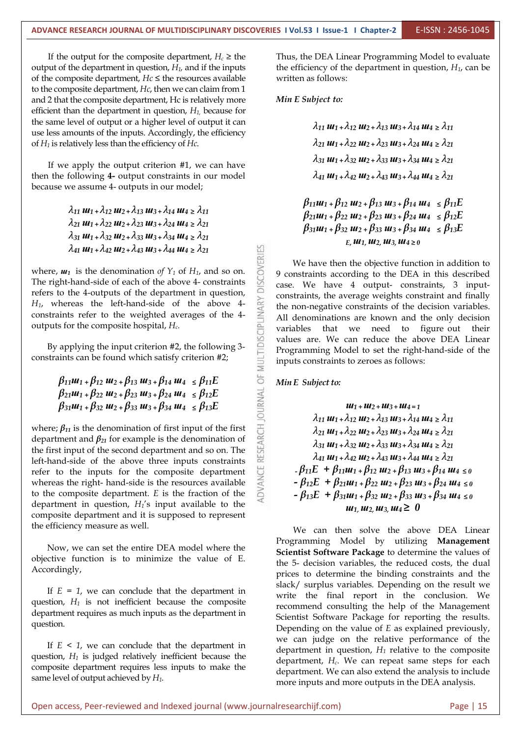If the output for the composite department, $H_c \geq$ the output of the department in question, $H_1$, and if the inputs of the composite department, $Hc \leq$ the resources available to the composite department, $Hc$, then we can claim from 1 and 2 that the composite department, Hc is relatively more efficient than the department in question, $H_1$, because for the same level of output or a higher level of output it can use less amounts of the inputs. Accordingly, the efficiency of $H_1$ is relatively less than the efficiency of $Hc$.

If we apply the output criterion #1, we can have then the following **4-** output constraints in our model because we assume 4- outputs in our model;

$$\lambda_{11} w_1 + \lambda_{12} w_2 + \lambda_{13} w_3 + \lambda_{14} w_4 \geq \lambda_{11}$$
$$\lambda_{21} w_1 + \lambda_{22} w_2 + \lambda_{23} w_3 + \lambda_{24} w_4 \geq \lambda_{21}$$
$$\lambda_{31} w_1 + \lambda_{32} w_2 + \lambda_{33} w_3 + \lambda_{34} w_4 \geq \lambda_{21}$$
$$\lambda_{41} w_1 + \lambda_{42} w_2 + \lambda_{43} w_3 + \lambda_{44} w_4 \geq \lambda_{21}$$

where, $w_1$ is the denomination *of* $Y_1$ of $H_1$, and so on. The right-hand-side of each of the above 4- constraints refers to the 4-outputs of the department in question, $H_1$, whereas the left-hand-side of the above 4-constraints refer to the weighted averages of the 4-outputs for the composite hospital, $H_c$.

By applying the input criterion #2, the following 3-constraints can be found which satisfy criterion #2;

$$\beta_{11} w_1 + \beta_{12} w_2 + \beta_{13} w_3 + \beta_{14} w_4 \leq \beta_{11} E$$
$$\beta_{21} w_1 + \beta_{22} w_2 + \beta_{23} w_3 + \beta_{24} w_4 \leq \beta_{12} E$$
$$\beta_{31} w_1 + \beta_{32} w_2 + \beta_{33} w_3 + \beta_{34} w_4 \leq \beta_{13} E$$

where; $\beta_{11}$ is the denomination of first input of the first department and $\beta_{21}$ for example is the denomination of the first input of the second department and so on. The left-hand-side of the above three inputs constraints refer to the inputs for the composite department whereas the right- hand-side is the resources available to the composite department. $E$ is the fraction of the department in question, $H_1$'s input available to the composite department and it is supposed to represent the efficiency measure as well.

Now, we can set the entire DEA model where the objective function is to minimize the value of E. Accordingly,

If $E = 1$, we can conclude that the department in question, $H_1$ is not inefficient because the composite department requires as much inputs as the department in question.

If $E < 1$, we can conclude that the department in question, $H_1$ is judged relatively inefficient because the composite department requires less inputs to make the same level of output achieved by $H_1$.

Thus, the DEA Linear Programming Model to evaluate the efficiency of the department in question, $H_1$, can be written as follows:

*Min E Subject to:*

$$\lambda_{11} w_1 + \lambda_{12} w_2 + \lambda_{13} w_3 + \lambda_{14} w_4 \geq \lambda_{11}$$
$$\lambda_{21} w_1 + \lambda_{22} w_2 + \lambda_{23} w_3 + \lambda_{24} w_4 \geq \lambda_{21}$$
$$\lambda_{31} w_1 + \lambda_{32} w_2 + \lambda_{33} w_3 + \lambda_{34} w_4 \geq \lambda_{21}$$
$$\lambda_{41} w_1 + \lambda_{42} w_2 + \lambda_{43} w_3 + \lambda_{44} w_4 \geq \lambda_{21}$$

$$\beta_{11} w_1 + \beta_{12} w_2 + \beta_{13} w_3 + \beta_{14} w_4 \leq \beta_{11} E$$
$$\beta_{21} w_1 + \beta_{22} w_2 + \beta_{23} w_3 + \beta_{24} w_4 \leq \beta_{12} E$$
$$\beta_{31} w_1 + \beta_{32} w_2 + \beta_{33} w_3 + \beta_{34} w_4 \leq \beta_{13} E$$
$$E, w_1, w_2, w_3, w_4 \geq 0$$

We have then the objective function in addition to 9 constraints according to the DEA in this described case. We have 4 output- constraints, 3 input-constraints, the average weights constraint and finally the non-negative constraints of the decision variables. All denominations are known and the only decision variables that we need to figure out their values are. We can reduce the above DEA Linear Programming Model to set the right-hand-side of the inputs constraints to zeroes as follows:

*Min E Subject to:*

$$w_1 + w_2 + w_3 + w_4 = 1$$
$$\lambda_{11} w_1 + \lambda_{12} w_2 + \lambda_{13} w_3 + \lambda_{14} w_4 \geq \lambda_{11}$$
$$\lambda_{21} w_1 + \lambda_{22} w_2 + \lambda_{23} w_3 + \lambda_{24} w_4 \geq \lambda_{21}$$
$$\lambda_{31} w_1 + \lambda_{32} w_2 + \lambda_{33} w_3 + \lambda_{34} w_4 \geq \lambda_{21}$$
$$\lambda_{41} w_1 + \lambda_{42} w_2 + \lambda_{43} w_3 + \lambda_{44} w_4 \geq \lambda_{21}$$
$$-\beta_{11} E + \beta_{11} w_1 + \beta_{12} w_2 + \beta_{13} w_3 + \beta_{14} w_4 \leq 0$$
$$-\beta_{12} E + \beta_{21} w_1 + \beta_{22} w_2 + \beta_{23} w_3 + \beta_{24} w_4 \leq 0$$
$$-\beta_{13} E + \beta_{31} w_1 + \beta_{32} w_2 + \beta_{33} w_3 + \beta_{34} w_4 \leq 0$$
$$w_1, w_2, w_3, w_4 \geq 0$$

We can then solve the above DEA Linear Programming Model by utilizing **Management Scientist Software Package** to determine the values of the 5- decision variables, the reduced costs, the dual prices to determine the binding constraints and the slack/ surplus variables. Depending on the result we write the final report in the conclusion. We recommend consulting the help of the Management Scientist Software Package for reporting the results. Depending on the value of $E$ as explained previously, we can judge on the relative performance of the department in question, $H_1$ relative to the composite department, $H_c$. We can repeat same steps for each department. We can also extend the analysis to include more inputs and more outputs in the DEA analysis.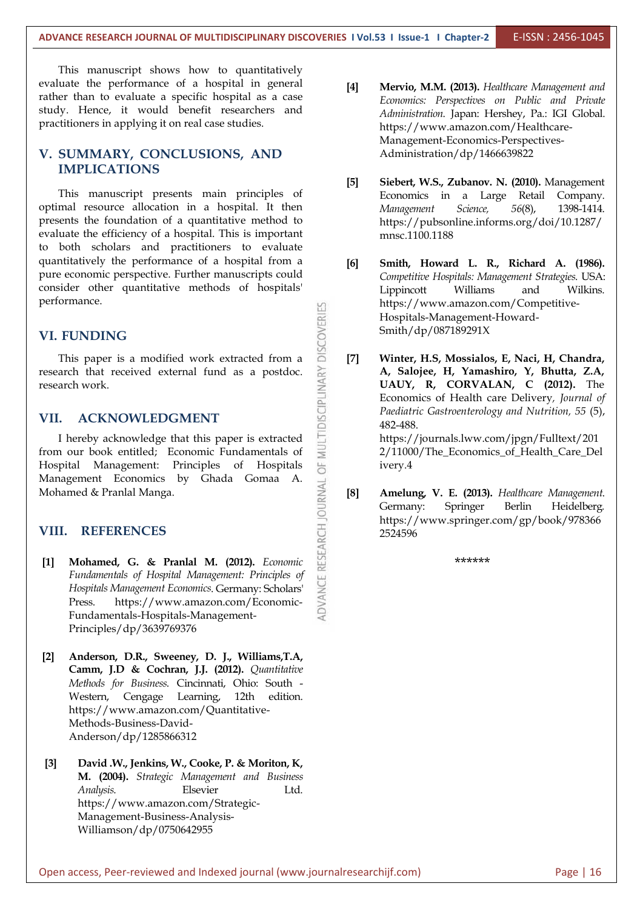This manuscript shows how to quantitatively evaluate the performance of a hospital in general rather than to evaluate a specific hospital as a case study. Hence, it would benefit researchers and practitioners in applying it on real case studies.

## V. SUMMARY, CONCLUSIONS, AND IMPLICATIONS

This manuscript presents main principles of optimal resource allocation in a hospital. It then presents the foundation of a quantitative method to evaluate the efficiency of a hospital. This is important to both scholars and practitioners to evaluate quantitatively the performance of a hospital from a pure economic perspective. Further manuscripts could consider other quantitative methods of hospitals' performance.

## VI. FUNDING

This paper is a modified work extracted from a research that received external fund as a postdoc. research work.

## VII. ACKNOWLEDGMENT

I hereby acknowledge that this paper is extracted from our book entitled; Economic Fundamentals of Hospital Management: Principles of Hospitals Management Economics by Ghada Gomaa A. Mohamed & Pranlal Manga.

## VIII. REFERENCES

[1] **Mohamed, G. & Pranlal M. (2012).** *Economic Fundamentals of Hospital Management: Principles of Hospitals Management Economics*. Germany: Scholars' Press. https://www.amazon.com/Economic-Fundamentals-Hospitals-Management-Principles/dp/3639769376

[2] **Anderson, D.R., Sweeney, D. J., Williams,T.A, Camm, J.D & Cochran, J.J. (2012).** *Quantitative Methods for Business*. Cincinnati, Ohio: South - Western, Cengage Learning, 12th edition. https://www.amazon.com/Quantitative-Methods-Business-David-Anderson/dp/1285866312

[3] **David .W., Jenkins, W., Cooke, P. & Moriton, K, M. (2004).** *Strategic Management and Business Analysis*. Elsevier Ltd. https://www.amazon.com/Strategic-Management-Business-Analysis-Williamson/dp/0750642955

[4] **Mervio, M.M. (2013).** *Healthcare Management and Economics: Perspectives on Public and Private Administration*. Japan: Hershey, Pa.: IGI Global. https://www.amazon.com/Healthcare-Management-Economics-Perspectives-Administration/dp/1466639822

[5] **Siebert, W.S., Zubanov. N. (2010).** Management Economics in a Large Retail Company. *Management Science, 56*(8), 1398-1414. https://pubsonline.informs.org/doi/10.1287/mnsc.1100.1188

[6] **Smith, Howard L. R., Richard A. (1986).** *Competitive Hospitals: Management Strategies*. USA: Lippincott Williams and Wilkins. https://www.amazon.com/Competitive-Hospitals-Management-Howard-Smith/dp/087189291X

[7] **Winter, H.S, Mossialos, E, Naci, H, Chandra, A, Salojee, H, Yamashiro, Y, Bhutta, Z.A, UAUY, R, CORVALAN, C (2012).** The Economics of Health care Delivery, *Journal of Paediatric Gastroenterology and Nutrition, 55* (5), 482-488. https://journals.lww.com/jpgn/Fulltext/2012/11000/The_Economics_of_Health_Care_Delivery.4

[8] **Amelung, V. E. (2013).** *Healthcare Management*. Germany: Springer Berlin Heidelberg. https://www.springer.com/gp/book/9783662524596

******